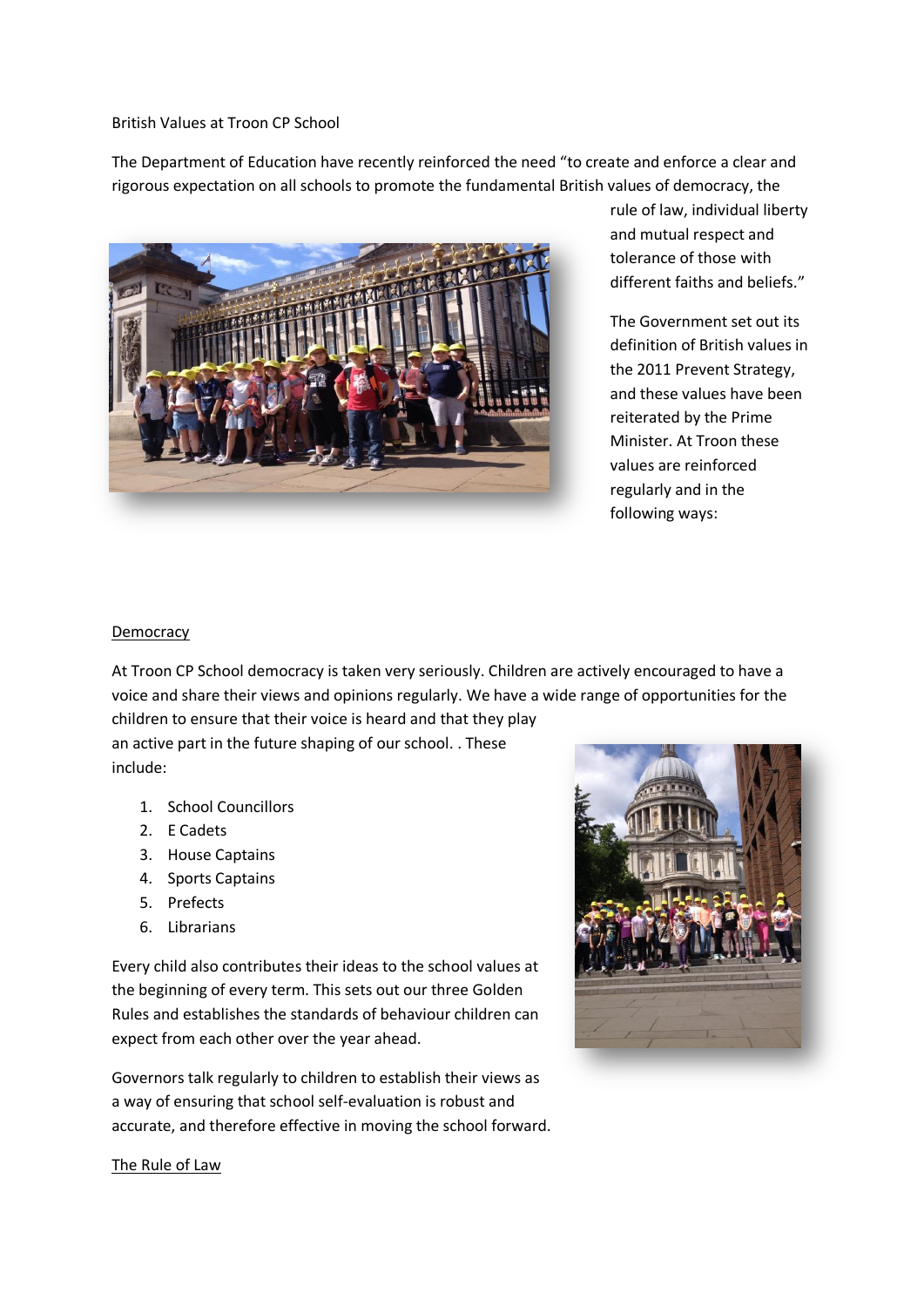British Values at Troon CP School

The Department of Education have recently reinforced the need "to create and enforce a clear and rigorous expectation on all schools to promote the fundamental British values of democracy, the rule of law, individual liberty and mutual respect and tolerance of those with different faiths and beliefs."

The Government set out its definition of British values in the 2011 Prevent Strategy, and these values have been reiterated by the Prime Minister. At Troon these values are reinforced regularly and in the following ways:

## Democracy

At Troon CP School democracy is taken very seriously. Children are actively encouraged to have a voice and share their views and opinions regularly. We have a wide range of opportunities for the children to ensure that their voice is heard and that they play an active part in the future shaping of our school. . These include:

1. School Councillors
2. E Cadets
3. House Captains
4. Sports Captains
5. Prefects
6. Librarians

Every child also contributes their ideas to the school values at the beginning of every term. This sets out our three Golden Rules and establishes the standards of behaviour children can expect from each other over the year ahead.

Governors talk regularly to children to establish their views as a way of ensuring that school self-evaluation is robust and accurate, and therefore effective in moving the school forward.

## The Rule of Law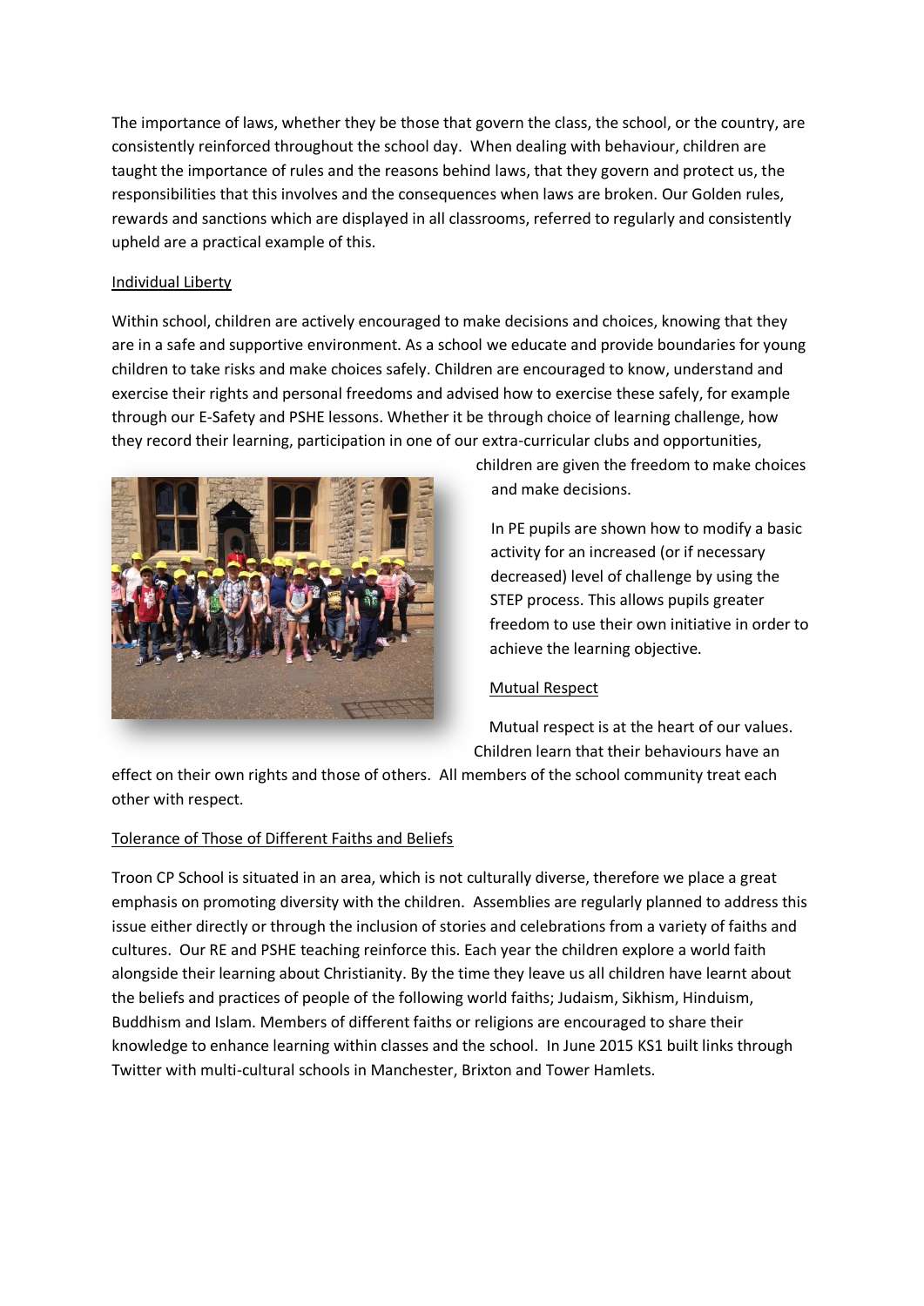The importance of laws, whether they be those that govern the class, the school, or the country, are consistently reinforced throughout the school day. When dealing with behaviour, children are taught the importance of rules and the reasons behind laws, that they govern and protect us, the responsibilities that this involves and the consequences when laws are broken. Our Golden rules, rewards and sanctions which are displayed in all classrooms, referred to regularly and consistently upheld are a practical example of this.

Individual Liberty

Within school, children are actively encouraged to make decisions and choices, knowing that they are in a safe and supportive environment. As a school we educate and provide boundaries for young children to take risks and make choices safely. Children are encouraged to know, understand and exercise their rights and personal freedoms and advised how to exercise these safely, for example through our E-Safety and PSHE lessons. Whether it be through choice of learning challenge, how they record their learning, participation in one of our extra-curricular clubs and opportunities, children are given the freedom to make choices and make decisions.

In PE pupils are shown how to modify a basic activity for an increased (or if necessary decreased) level of challenge by using the STEP process. This allows pupils greater freedom to use their own initiative in order to achieve the learning objective.

Mutual Respect

Mutual respect is at the heart of our values. Children learn that their behaviours have an effect on their own rights and those of others. All members of the school community treat each other with respect.

Tolerance of Those of Different Faiths and Beliefs

Troon CP School is situated in an area, which is not culturally diverse, therefore we place a great emphasis on promoting diversity with the children. Assemblies are regularly planned to address this issue either directly or through the inclusion of stories and celebrations from a variety of faiths and cultures. Our RE and PSHE teaching reinforce this. Each year the children explore a world faith alongside their learning about Christianity. By the time they leave us all children have learnt about the beliefs and practices of people of the following world faiths; Judaism, Sikhism, Hinduism, Buddhism and Islam. Members of different faiths or religions are encouraged to share their knowledge to enhance learning within classes and the school. In June 2015 KS1 built links through Twitter with multi-cultural schools in Manchester, Brixton and Tower Hamlets.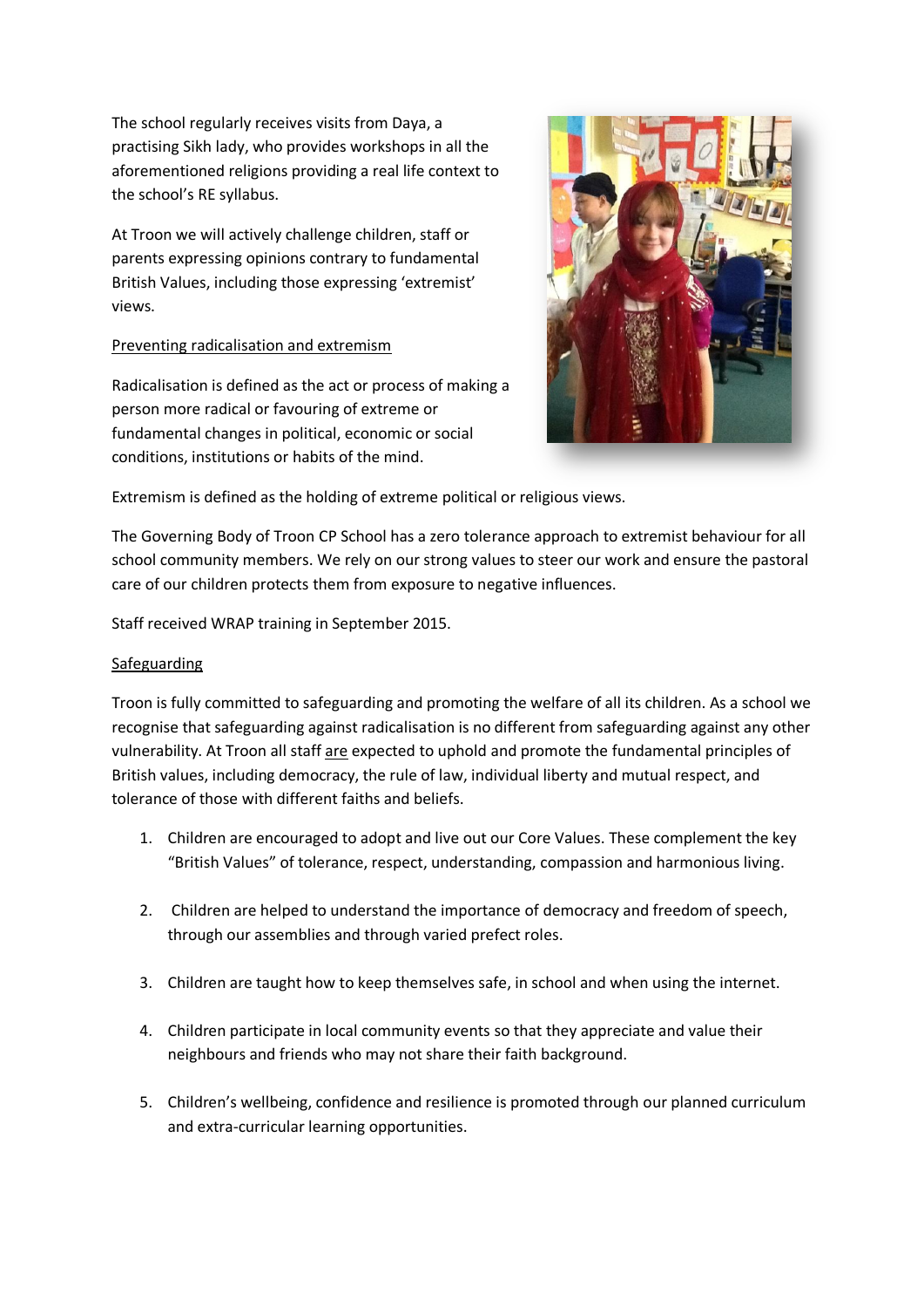The school regularly receives visits from Daya, a practising Sikh lady, who provides workshops in all the aforementioned religions providing a real life context to the school's RE syllabus.

At Troon we will actively challenge children, staff or parents expressing opinions contrary to fundamental British Values, including those expressing 'extremist' views.

<u>Preventing radicalisation and extremism</u>

Radicalisation is defined as the act or process of making a person more radical or favouring of extreme or fundamental changes in political, economic or social conditions, institutions or habits of the mind.

Extremism is defined as the holding of extreme political or religious views.

The Governing Body of Troon CP School has a zero tolerance approach to extremist behaviour for all school community members. We rely on our strong values to steer our work and ensure the pastoral care of our children protects them from exposure to negative influences.

Staff received WRAP training in September 2015.

<u>Safeguarding</u>

Troon is fully committed to safeguarding and promoting the welfare of all its children. As a school we recognise that safeguarding against radicalisation is no different from safeguarding against any other vulnerability. At Troon all staff <u>are</u> expected to uphold and promote the fundamental principles of British values, including democracy, the rule of law, individual liberty and mutual respect, and tolerance of those with different faiths and beliefs.

1. Children are encouraged to adopt and live out our Core Values. These complement the key "British Values" of tolerance, respect, understanding, compassion and harmonious living.
2. Children are helped to understand the importance of democracy and freedom of speech, through our assemblies and through varied prefect roles.
3. Children are taught how to keep themselves safe, in school and when using the internet.
4. Children participate in local community events so that they appreciate and value their neighbours and friends who may not share their faith background.
5. Children's wellbeing, confidence and resilience is promoted through our planned curriculum and extra-curricular learning opportunities.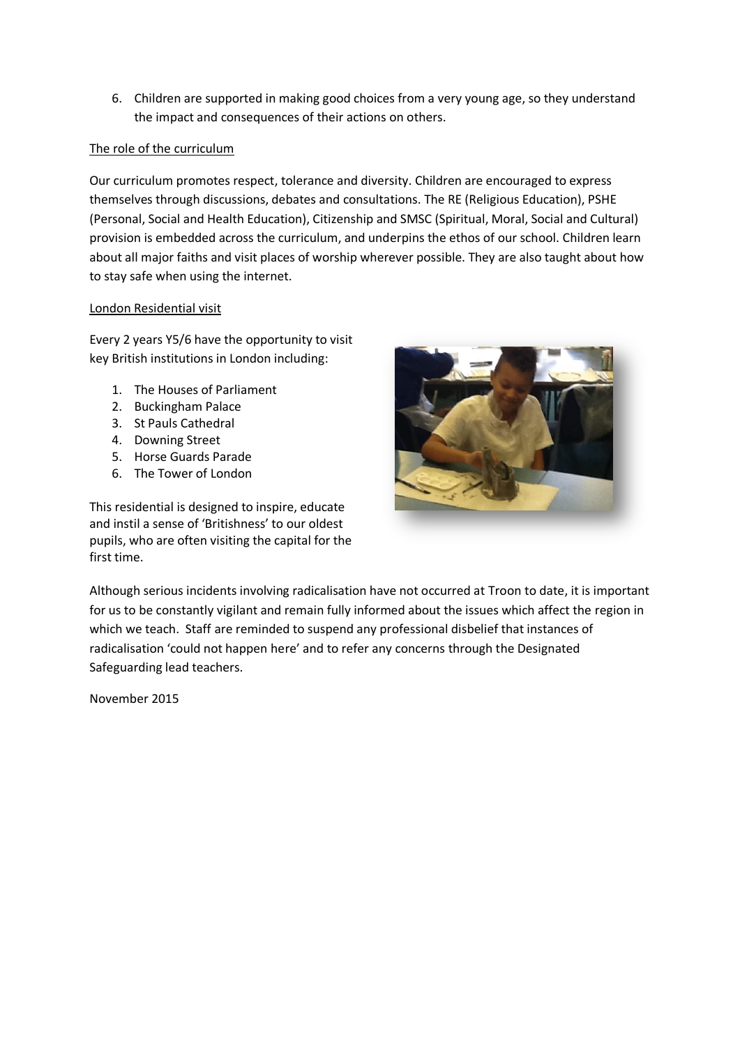6. Children are supported in making good choices from a very young age, so they understand the impact and consequences of their actions on others.

The role of the curriculum

Our curriculum promotes respect, tolerance and diversity. Children are encouraged to express themselves through discussions, debates and consultations. The RE (Religious Education), PSHE (Personal, Social and Health Education), Citizenship and SMSC (Spiritual, Moral, Social and Cultural) provision is embedded across the curriculum, and underpins the ethos of our school. Children learn about all major faiths and visit places of worship wherever possible. They are also taught about how to stay safe when using the internet.

London Residential visit

Every 2 years Y5/6 have the opportunity to visit key British institutions in London including:

1. The Houses of Parliament
2. Buckingham Palace
3. St Pauls Cathedral
4. Downing Street
5. Horse Guards Parade
6. The Tower of London

This residential is designed to inspire, educate and instil a sense of 'Britishness' to our oldest pupils, who are often visiting the capital for the first time.

Although serious incidents involving radicalisation have not occurred at Troon to date, it is important for us to be constantly vigilant and remain fully informed about the issues which affect the region in which we teach. Staff are reminded to suspend any professional disbelief that instances of radicalisation 'could not happen here' and to refer any concerns through the Designated Safeguarding lead teachers.

November 2015